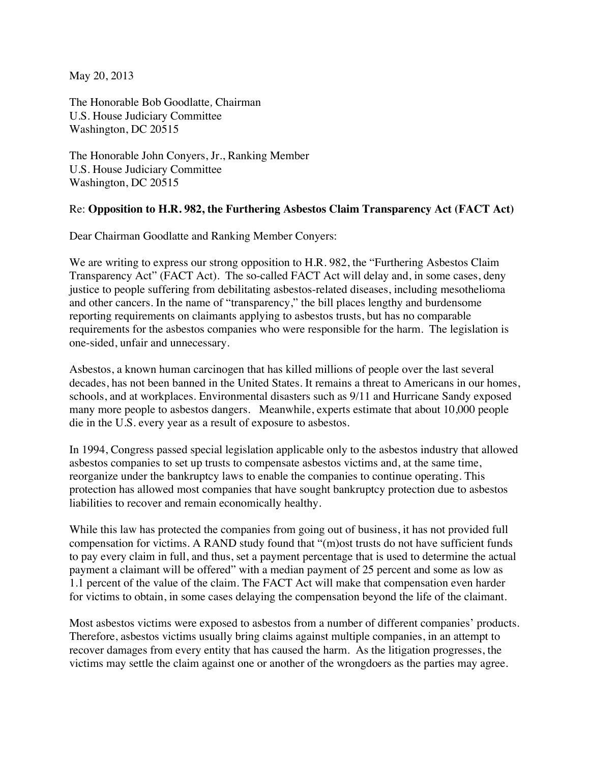May 20, 2013

The Honorable Bob Goodlatte, Chairman
U.S. House Judiciary Committee
Washington, DC 20515

The Honorable John Conyers, Jr., Ranking Member
U.S. House Judiciary Committee
Washington, DC 20515

Re: **Opposition to H.R. 982, the Furthering Asbestos Claim Transparency Act (FACT Act)**

Dear Chairman Goodlatte and Ranking Member Conyers:

We are writing to express our strong opposition to H.R. 982, the "Furthering Asbestos Claim Transparency Act" (FACT Act). The so-called FACT Act will delay and, in some cases, deny justice to people suffering from debilitating asbestos-related diseases, including mesothelioma and other cancers. In the name of "transparency," the bill places lengthy and burdensome reporting requirements on claimants applying to asbestos trusts, but has no comparable requirements for the asbestos companies who were responsible for the harm. The legislation is one-sided, unfair and unnecessary.

Asbestos, a known human carcinogen that has killed millions of people over the last several decades, has not been banned in the United States. It remains a threat to Americans in our homes, schools, and at workplaces. Environmental disasters such as 9/11 and Hurricane Sandy exposed many more people to asbestos dangers. Meanwhile, experts estimate that about 10,000 people die in the U.S. every year as a result of exposure to asbestos.

In 1994, Congress passed special legislation applicable only to the asbestos industry that allowed asbestos companies to set up trusts to compensate asbestos victims and, at the same time, reorganize under the bankruptcy laws to enable the companies to continue operating. This protection has allowed most companies that have sought bankruptcy protection due to asbestos liabilities to recover and remain economically healthy.

While this law has protected the companies from going out of business, it has not provided full compensation for victims. A RAND study found that "(m)ost trusts do not have sufficient funds to pay every claim in full, and thus, set a payment percentage that is used to determine the actual payment a claimant will be offered" with a median payment of 25 percent and some as low as 1.1 percent of the value of the claim. The FACT Act will make that compensation even harder for victims to obtain, in some cases delaying the compensation beyond the life of the claimant.

Most asbestos victims were exposed to asbestos from a number of different companies' products. Therefore, asbestos victims usually bring claims against multiple companies, in an attempt to recover damages from every entity that has caused the harm. As the litigation progresses, the victims may settle the claim against one or another of the wrongdoers as the parties may agree.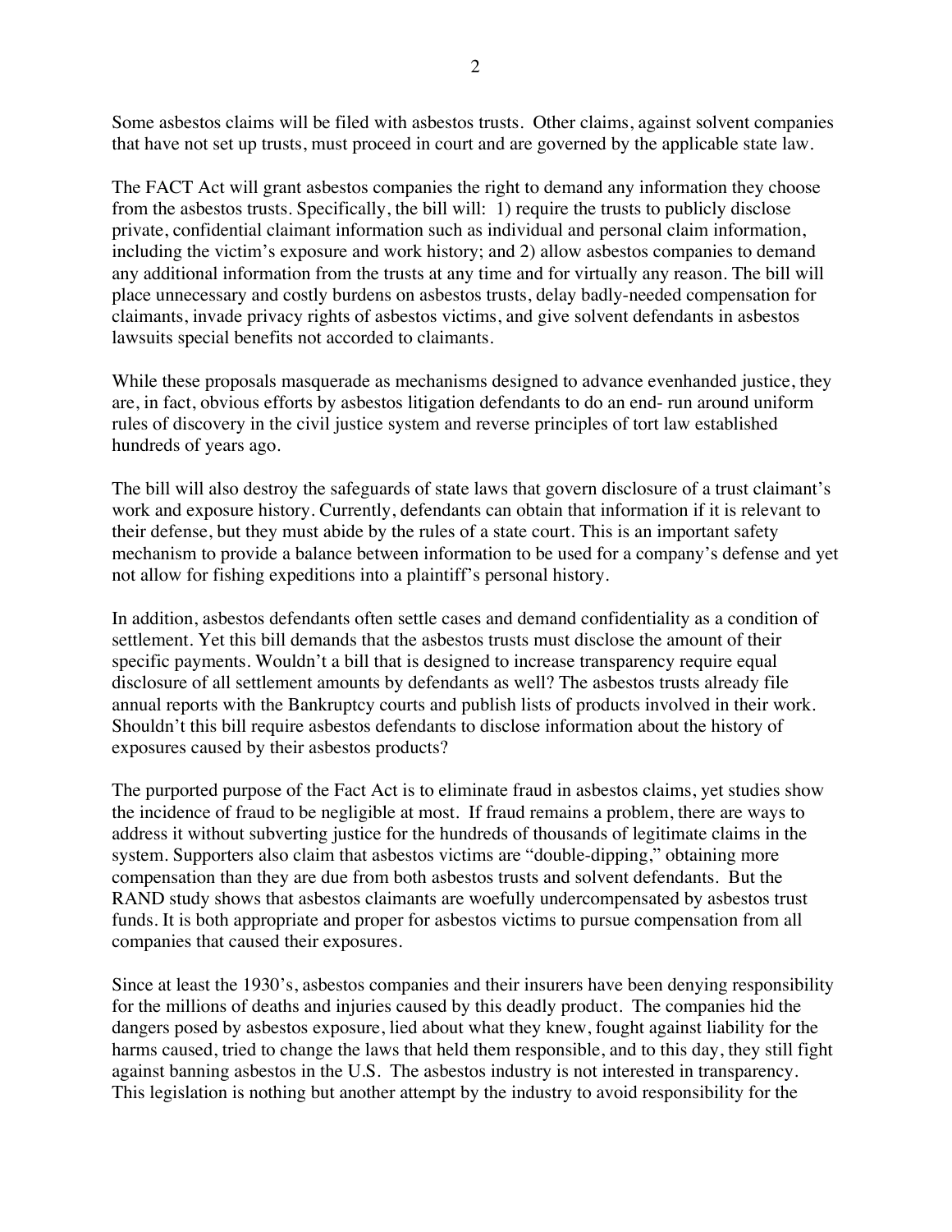Some asbestos claims will be filed with asbestos trusts. Other claims, against solvent companies that have not set up trusts, must proceed in court and are governed by the applicable state law.

The FACT Act will grant asbestos companies the right to demand any information they choose from the asbestos trusts. Specifically, the bill will: 1) require the trusts to publicly disclose private, confidential claimant information such as individual and personal claim information, including the victim's exposure and work history; and 2) allow asbestos companies to demand any additional information from the trusts at any time and for virtually any reason. The bill will place unnecessary and costly burdens on asbestos trusts, delay badly-needed compensation for claimants, invade privacy rights of asbestos victims, and give solvent defendants in asbestos lawsuits special benefits not accorded to claimants.

While these proposals masquerade as mechanisms designed to advance evenhanded justice, they are, in fact, obvious efforts by asbestos litigation defendants to do an end- run around uniform rules of discovery in the civil justice system and reverse principles of tort law established hundreds of years ago.

The bill will also destroy the safeguards of state laws that govern disclosure of a trust claimant's work and exposure history. Currently, defendants can obtain that information if it is relevant to their defense, but they must abide by the rules of a state court. This is an important safety mechanism to provide a balance between information to be used for a company's defense and yet not allow for fishing expeditions into a plaintiff's personal history.

In addition, asbestos defendants often settle cases and demand confidentiality as a condition of settlement. Yet this bill demands that the asbestos trusts must disclose the amount of their specific payments. Wouldn't a bill that is designed to increase transparency require equal disclosure of all settlement amounts by defendants as well? The asbestos trusts already file annual reports with the Bankruptcy courts and publish lists of products involved in their work. Shouldn't this bill require asbestos defendants to disclose information about the history of exposures caused by their asbestos products?

The purported purpose of the Fact Act is to eliminate fraud in asbestos claims, yet studies show the incidence of fraud to be negligible at most. If fraud remains a problem, there are ways to address it without subverting justice for the hundreds of thousands of legitimate claims in the system. Supporters also claim that asbestos victims are "double-dipping," obtaining more compensation than they are due from both asbestos trusts and solvent defendants. But the RAND study shows that asbestos claimants are woefully undercompensated by asbestos trust funds. It is both appropriate and proper for asbestos victims to pursue compensation from all companies that caused their exposures.

Since at least the 1930's, asbestos companies and their insurers have been denying responsibility for the millions of deaths and injuries caused by this deadly product. The companies hid the dangers posed by asbestos exposure, lied about what they knew, fought against liability for the harms caused, tried to change the laws that held them responsible, and to this day, they still fight against banning asbestos in the U.S. The asbestos industry is not interested in transparency. This legislation is nothing but another attempt by the industry to avoid responsibility for the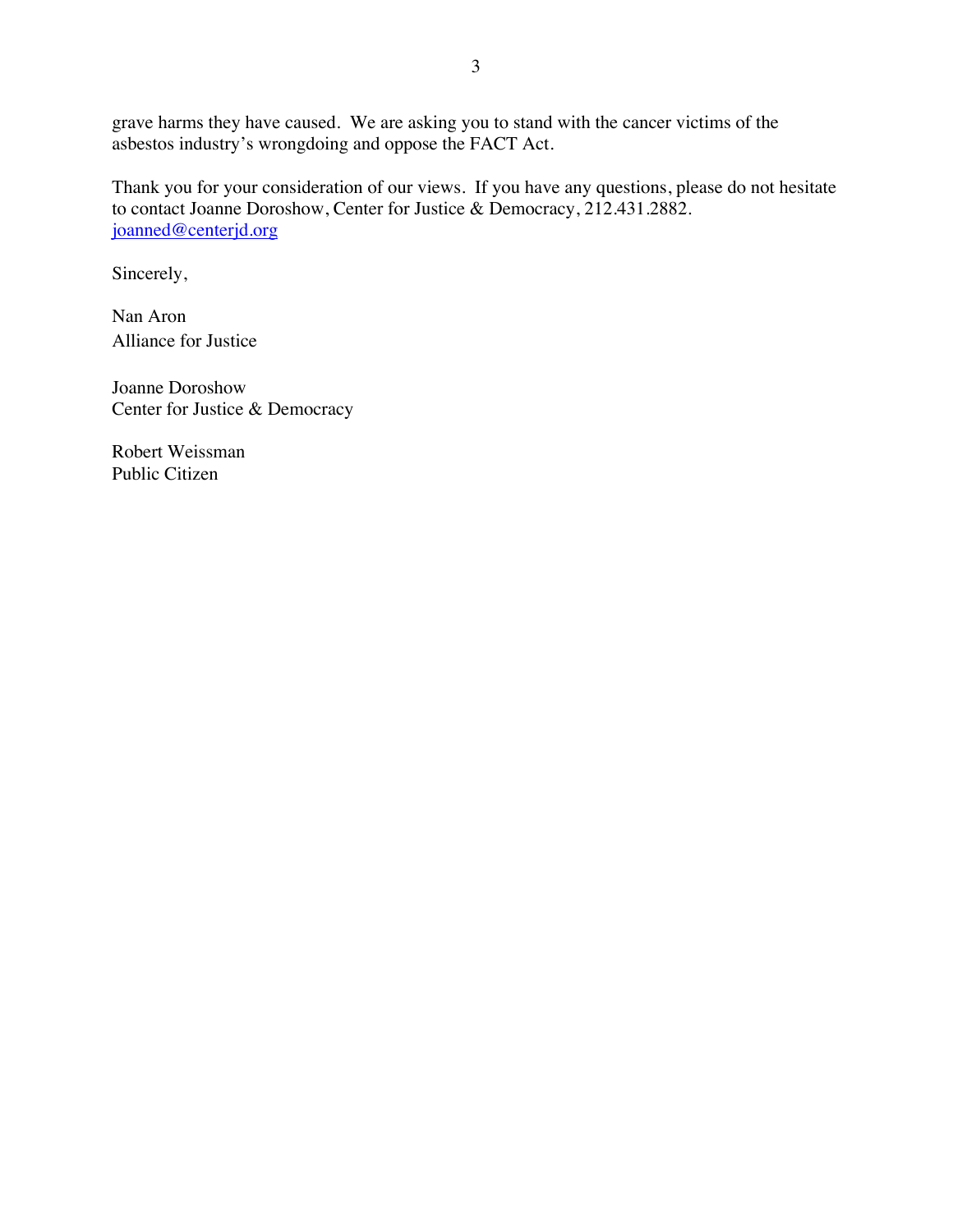grave harms they have caused. We are asking you to stand with the cancer victims of the asbestos industry's wrongdoing and oppose the FACT Act.

Thank you for your consideration of our views. If you have any questions, please do not hesitate to contact Joanne Doroshow, Center for Justice & Democracy, 212.431.2882. joanned@centerjd.org

Sincerely,

Nan Aron
Alliance for Justice

Joanne Doroshow
Center for Justice & Democracy

Robert Weissman
Public Citizen